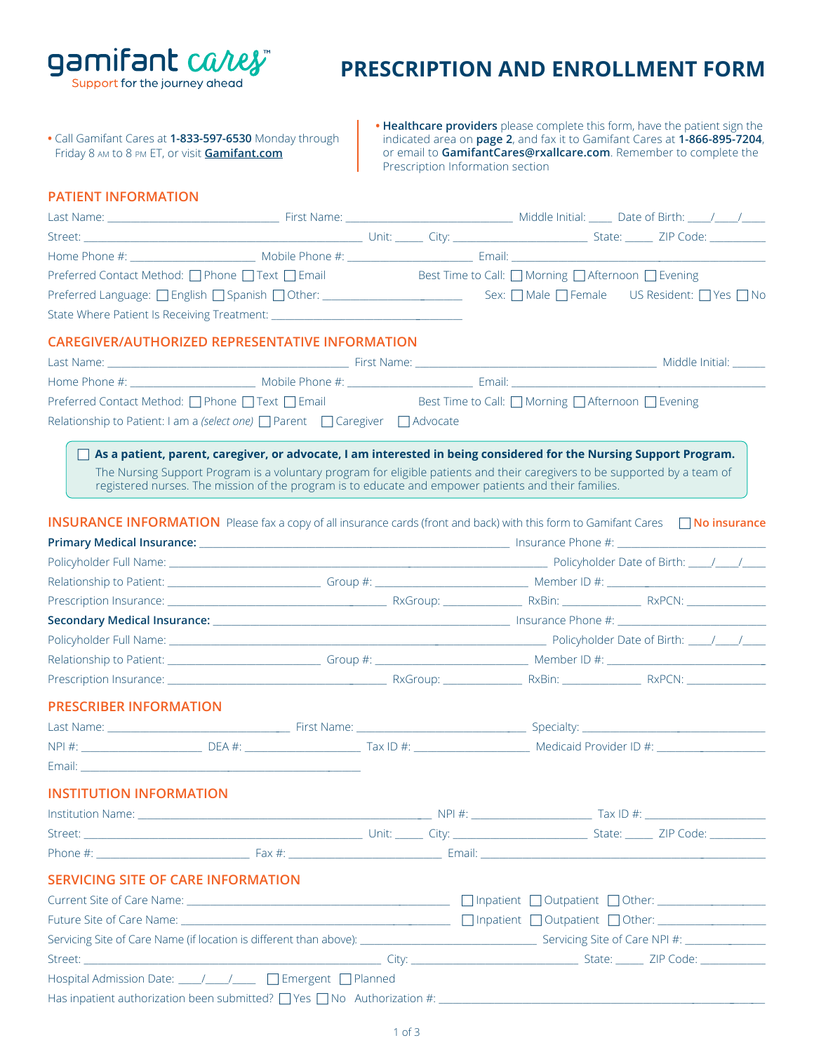gamifant cares™
Support for the journey ahead

# PRESCRIPTION AND ENROLLMENT FORM

- Call Gamifant Cares at **1-833-597-6530** Monday through Friday 8 AM to 8 PM ET, or visit **Gamifant.com**

- **Healthcare providers** please complete this form, have the patient sign the indicated area on **page 2**, and fax it to Gamifant Cares at **1-866-895-7204**, or email to **GamifantCares@rxallcare.com**. Remember to complete the Prescription Information section

## PATIENT INFORMATION

Last Name: ______________________ First Name: ______________________ Middle Initial: ____ Date of Birth: ____/____/____

Street: ____________________________________ Unit: _____ City: ____________________ State: _____ ZIP Code: __________

Home Phone #: ____________________ Mobile Phone #: ____________________ Email: ______________________________

Preferred Contact Method: ☐ Phone ☐ Text ☐ Email Best Time to Call: ☐ Morning ☐ Afternoon ☐ Evening

Preferred Language: ☐ English ☐ Spanish ☐ Other: ____________________ Sex: ☐ Male ☐ Female US Resident: ☐ Yes ☐ No

State Where Patient Is Receiving Treatment: ______________________________

## CAREGIVER/AUTHORIZED REPRESENTATIVE INFORMATION

Last Name: ______________________________ First Name: ______________________________ Middle Initial: ______

Home Phone #: ____________________ Mobile Phone #: ____________________ Email: ______________________________

Preferred Contact Method: ☐ Phone ☐ Text ☐ Email Best Time to Call: ☐ Morning ☐ Afternoon ☐ Evening

Relationship to Patient: I am a *(select one)* ☐ Parent ☐ Caregiver ☐ Advocate

☐ **As a patient, parent, caregiver, or advocate, I am interested in being considered for the Nursing Support Program.**
The Nursing Support Program is a voluntary program for eligible patients and their caregivers to be supported by a team of registered nurses. The mission of the program is to educate and empower patients and their families.

## INSURANCE INFORMATION

Please fax a copy of all insurance cards (front and back) with this form to Gamifant Cares ☐ **No insurance**

**Primary Medical Insurance:** ______________________________ Insurance Phone #: ____________________

Policyholder Full Name: ______________________________ Policyholder Date of Birth: ____/____/____

Relationship to Patient: ____________________ Group #: ____________________ Member ID #: ____________________

Prescription Insurance: ______________________________ RxGroup: ____________ RxBin: ____________ RxPCN: ____________

**Secondary Medical Insurance:** ______________________________ Insurance Phone #: ____________________

Policyholder Full Name: ______________________________ Policyholder Date of Birth: ____/____/____

Relationship to Patient: ____________________ Group #: ____________________ Member ID #: ____________________

Prescription Insurance: ______________________________ RxGroup: ____________ RxBin: ____________ RxPCN: ____________

## PRESCRIBER INFORMATION

Last Name: ______________________ First Name: ______________________ Specialty: ______________________

NPI #: ________________ DEA #: ________________ Tax ID #: ________________ Medicaid Provider ID #: ________________

Email: ______________________________

## INSTITUTION INFORMATION

Institution Name: ______________________________ NPI #: ____________________ Tax ID #: ____________________

Street: ____________________________________ Unit: _____ City: ____________________ State: _____ ZIP Code: __________

Phone #: ____________________ Fax #: ____________________ Email: ______________________________

## SERVICING SITE OF CARE INFORMATION

Current Site of Care Name: ______________________________ ☐ Inpatient ☐ Outpatient ☐ Other: ______________

Future Site of Care Name: ______________________________ ☐ Inpatient ☐ Outpatient ☐ Other: ______________

Servicing Site of Care Name (if location is different than above): ______________________ Servicing Site of Care NPI #: ______________

Street: ____________________________________ City: ______________________ State: _____ ZIP Code: __________

Hospital Admission Date: ____/____/____ ☐ Emergent ☐ Planned

Has inpatient authorization been submitted? ☐ Yes ☐ No Authorization #: ______________________________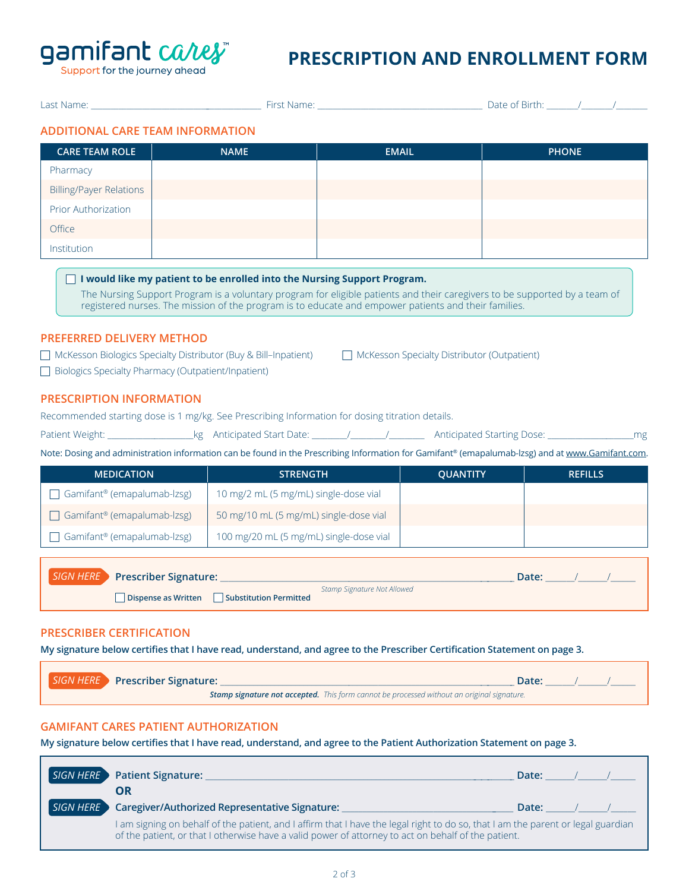gamifant cares™
Support for the journey ahead

# PRESCRIPTION AND ENROLLMENT FORM

Last Name: ______________________________ First Name: ______________________________ Date of Birth: ______/______/______

## ADDITIONAL CARE TEAM INFORMATION

| CARE TEAM ROLE | NAME | EMAIL | PHONE |
|---|---|---|---|
| Pharmacy | | | |
| Billing/Payer Relations | | | |
| Prior Authorization | | | |
| Office | | | |
| Institution | | | |

☐ **I would like my patient to be enrolled into the Nursing Support Program.**
The Nursing Support Program is a voluntary program for eligible patients and their caregivers to be supported by a team of registered nurses. The mission of the program is to educate and empower patients and their families.

## PREFERRED DELIVERY METHOD

☐ McKesson Biologics Specialty Distributor (Buy & Bill–Inpatient)
☐ McKesson Specialty Distributor (Outpatient)
☐ Biologics Specialty Pharmacy (Outpatient/Inpatient)

## PRESCRIPTION INFORMATION

Recommended starting dose is 1 mg/kg. See Prescribing Information for dosing titration details.

Patient Weight: __________________kg Anticipated Start Date: _______/_______/_______ Anticipated Starting Dose: __________________mg

Note: Dosing and administration information can be found in the Prescribing Information for Gamifant® (emapalumab-lzsg) and at www.Gamifant.com.

| MEDICATION | STRENGTH | QUANTITY | REFILLS |
|---|---|---|---|
| ☐ Gamifant® (emapalumab-lzsg) | 10 mg/2 mL (5 mg/mL) single-dose vial | | |
| ☐ Gamifant® (emapalumab-lzsg) | 50 mg/10 mL (5 mg/mL) single-dose vial | | |
| ☐ Gamifant® (emapalumab-lzsg) | 100 mg/20 mL (5 mg/mL) single-dose vial | | |

SIGN HERE **Prescriber Signature:** ______________________________________ **Date:** ______/______/______
*Stamp Signature Not Allowed*
☐ **Dispense as Written** ☐ **Substitution Permitted**

## PRESCRIBER CERTIFICATION

**My signature below certifies that I have read, understand, and agree to the Prescriber Certification Statement on page 3.**

SIGN HERE **Prescriber Signature:** ______________________________________ **Date:** ______/______/______
***Stamp signature not accepted.*** *This form cannot be processed without an original signature.*

## GAMIFANT CARES PATIENT AUTHORIZATION

**My signature below certifies that I have read, understand, and agree to the Patient Authorization Statement on page 3.**

SIGN HERE **Patient Signature:** ______________________________________ **Date:** ______/______/______

**OR**

SIGN HERE **Caregiver/Authorized Representative Signature:** ______________________________ **Date:** ______/______/______

I am signing on behalf of the patient, and I affirm that I have the legal right to do so, that I am the parent or legal guardian of the patient, or that I otherwise have a valid power of attorney to act on behalf of the patient.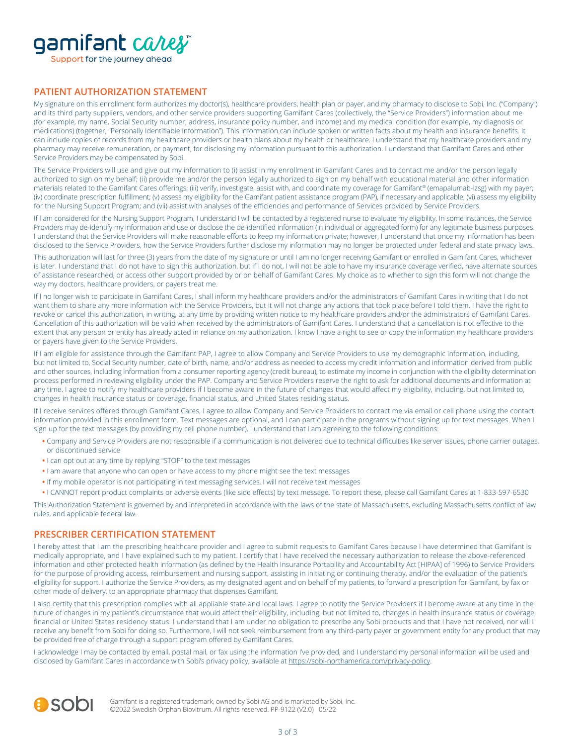gamifant cares™

Support for the journey ahead

## PATIENT AUTHORIZATION STATEMENT

My signature on this enrollment form authorizes my doctor(s), healthcare providers, health plan or payer, and my pharmacy to disclose to Sobi, Inc. ("Company") and its third party suppliers, vendors, and other service providers supporting Gamifant Cares (collectively, the "Service Providers") information about me (for example, my name, Social Security number, address, insurance policy number, and income) and my medical condition (for example, my diagnosis or medications) (together, "Personally Identifiable Information"). This information can include spoken or written facts about my health and insurance benefits. It can include copies of records from my healthcare providers or health plans about my health or healthcare. I understand that my healthcare providers and my pharmacy may receive remuneration, or payment, for disclosing my information pursuant to this authorization. I understand that Gamifant Cares and other Service Providers may be compensated by Sobi.

The Service Providers will use and give out my information to (i) assist in my enrollment in Gamifant Cares and to contact me and/or the person legally authorized to sign on my behalf; (ii) provide me and/or the person legally authorized to sign on my behalf with educational material and other information materials related to the Gamifant Cares offerings; (iii) verify, investigate, assist with, and coordinate my coverage for Gamifant® (emapalumab-lzsg) with my payer; (iv) coordinate prescription fulfillment; (v) assess my eligibility for the Gamifant patient assistance program (PAP), if necessary and applicable; (vi) assess my eligibility for the Nursing Support Program; and (vii) assist with analyses of the efficiencies and performance of Services provided by Service Providers.

If I am considered for the Nursing Support Program, I understand I will be contacted by a registered nurse to evaluate my eligibility. In some instances, the Service Providers may de-identify my information and use or disclose the de-identified information (in individual or aggregated form) for any legitimate business purposes. I understand that the Service Providers will make reasonable efforts to keep my information private; however, I understand that once my information has been disclosed to the Service Providers, how the Service Providers further disclose my information may no longer be protected under federal and state privacy laws.

This authorization will last for three (3) years from the date of my signature or until I am no longer receiving Gamifant or enrolled in Gamifant Cares, whichever is later. I understand that I do not have to sign this authorization, but if I do not, I will not be able to have my insurance coverage verified, have alternate sources of assistance researched, or access other support provided by or on behalf of Gamifant Cares. My choice as to whether to sign this form will not change the way my doctors, healthcare providers, or payers treat me.

If I no longer wish to participate in Gamifant Cares, I shall inform my healthcare providers and/or the administrators of Gamifant Cares in writing that I do not want them to share any more information with the Service Providers, but it will not change any actions that took place before I told them. I have the right to revoke or cancel this authorization, in writing, at any time by providing written notice to my healthcare providers and/or the administrators of Gamifant Cares. Cancellation of this authorization will be valid when received by the administrators of Gamifant Cares. I understand that a cancellation is not effective to the extent that any person or entity has already acted in reliance on my authorization. I know I have a right to see or copy the information my healthcare providers or payers have given to the Service Providers.

If I am eligible for assistance through the Gamifant PAP, I agree to allow Company and Service Providers to use my demographic information, including, but not limited to, Social Security number, date of birth, name, and/or address as needed to access my credit information and information derived from public and other sources, including information from a consumer reporting agency (credit bureau), to estimate my income in conjunction with the eligibility determination process performed in reviewing eligibility under the PAP. Company and Service Providers reserve the right to ask for additional documents and information at any time. I agree to notify my healthcare providers if I become aware in the future of changes that would affect my eligibility, including, but not limited to, changes in health insurance status or coverage, financial status, and United States residing status.

If I receive services offered through Gamifant Cares, I agree to allow Company and Service Providers to contact me via email or cell phone using the contact information provided in this enrollment form. Text messages are optional, and I can participate in the programs without signing up for text messages. When I sign up for the text messages (by providing my cell phone number), I understand that I am agreeing to the following conditions:

- Company and Service Providers are not responsible if a communication is not delivered due to technical difficulties like server issues, phone carrier outages, or discontinued service
- I can opt out at any time by replying "STOP" to the text messages
- I am aware that anyone who can open or have access to my phone might see the text messages
- If my mobile operator is not participating in text messaging services, I will not receive text messages
- I CANNOT report product complaints or adverse events (like side effects) by text message. To report these, please call Gamifant Cares at 1-833-597-6530

This Authorization Statement is governed by and interpreted in accordance with the laws of the state of Massachusetts, excluding Massachusetts conflict of law rules, and applicable federal law.

## PRESCRIBER CERTIFICATION STATEMENT

I hereby attest that I am the prescribing healthcare provider and I agree to submit requests to Gamifant Cares because I have determined that Gamifant is medically appropriate, and I have explained such to my patient. I certify that I have received the necessary authorization to release the above-referenced information and other protected health information (as defined by the Health Insurance Portability and Accountability Act [HIPAA] of 1996) to Service Providers for the purpose of providing access, reimbursement and nursing support, assisting in initiating or continuing therapy, and/or the evaluation of the patient's eligibility for support. I authorize the Service Providers, as my designated agent and on behalf of my patients, to forward a prescription for Gamifant, by fax or other mode of delivery, to an appropriate pharmacy that dispenses Gamifant.

I also certify that this prescription complies with all appliable state and local laws. I agree to notify the Service Providers if I become aware at any time in the future of changes in my patient's circumstance that would affect their eligibility, including, but not limited to, changes in health insurance status or coverage, financial or United States residency status. I understand that I am under no obligation to prescribe any Sobi products and that I have not received, nor will I receive any benefit from Sobi for doing so. Furthermore, I will not seek reimbursement from any third-party payer or government entity for any product that may be provided free of charge through a support program offered by Gamifant Cares.

I acknowledge I may be contacted by email, postal mail, or fax using the information I've provided, and I understand my personal information will be used and disclosed by Gamifant Cares in accordance with Sobi's privacy policy, available at https://sobi-northamerica.com/privacy-policy.

sobi

Gamifant is a registered trademark, owned by Sobi AG and is marketed by Sobi, Inc.
©2022 Swedish Orphan Biovitrum. All rights reserved. PP-9122 (V2.0) 05/22